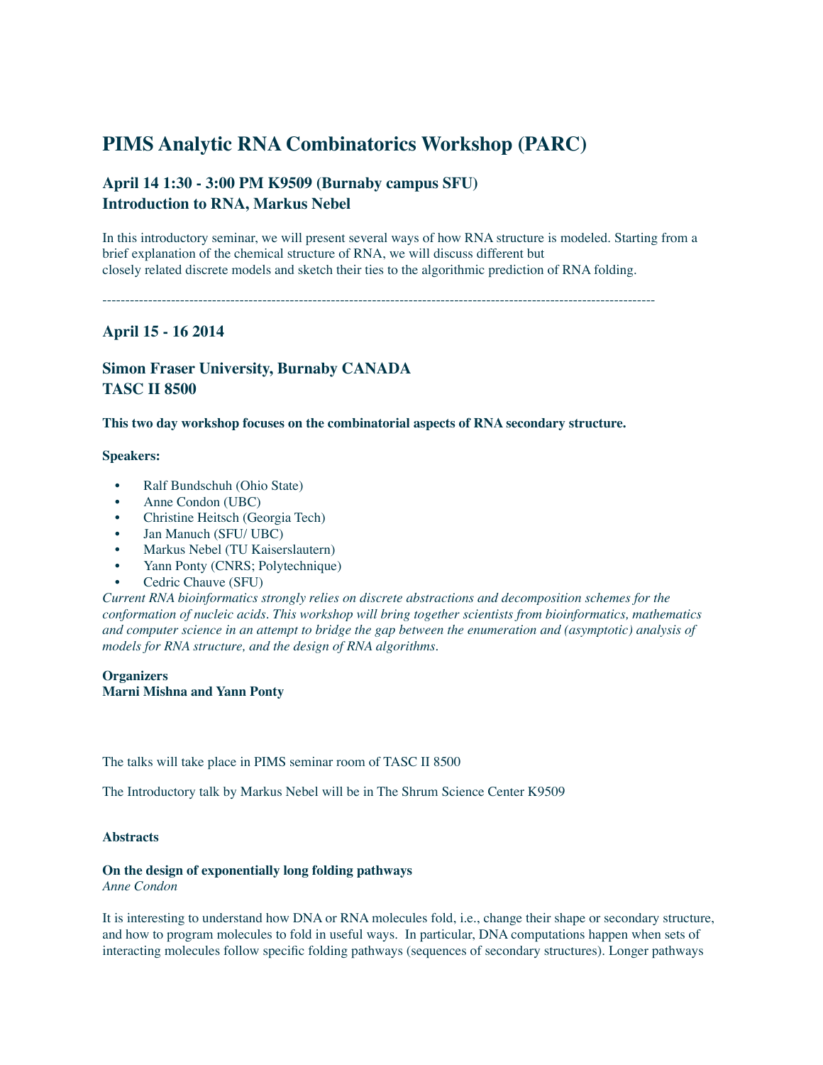# PIMS Analytic RNA Combinatorics Workshop (PARC)

## April 14 1:30 - 3:00 PM K9509 (Burnaby campus SFU)
## Introduction to RNA, Markus Nebel

In this introductory seminar, we will present several ways of how RNA structure is modeled. Starting from a brief explanation of the chemical structure of RNA, we will discuss different but closely related discrete models and sketch their ties to the algorithmic prediction of RNA folding.

---

## April 15 - 16 2014

## Simon Fraser University, Burnaby CANADA
## TASC II 8500

**This two day workshop focuses on the combinatorial aspects of RNA secondary structure.**

**Speakers:**

- Ralf Bundschuh (Ohio State)
- Anne Condon (UBC)
- Christine Heitsch (Georgia Tech)
- Jan Manuch (SFU/ UBC)
- Markus Nebel (TU Kaiserslautern)
- Yann Ponty (CNRS; Polytechnique)
- Cedric Chauve (SFU)

*Current RNA bioinformatics strongly relies on discrete abstractions and decomposition schemes for the conformation of nucleic acids. This workshop will bring together scientists from bioinformatics, mathematics and computer science in an attempt to bridge the gap between the enumeration and (asymptotic) analysis of models for RNA structure, and the design of RNA algorithms.*

**Organizers**
**Marni Mishna and Yann Ponty**

The talks will take place in PIMS seminar room of TASC II 8500

The Introductory talk by Markus Nebel will be in The Shrum Science Center K9509

**Abstracts**

**On the design of exponentially long folding pathways**
*Anne Condon*

It is interesting to understand how DNA or RNA molecules fold, i.e., change their shape or secondary structure, and how to program molecules to fold in useful ways. In particular, DNA computations happen when sets of interacting molecules follow specific folding pathways (sequences of secondary structures). Longer pathways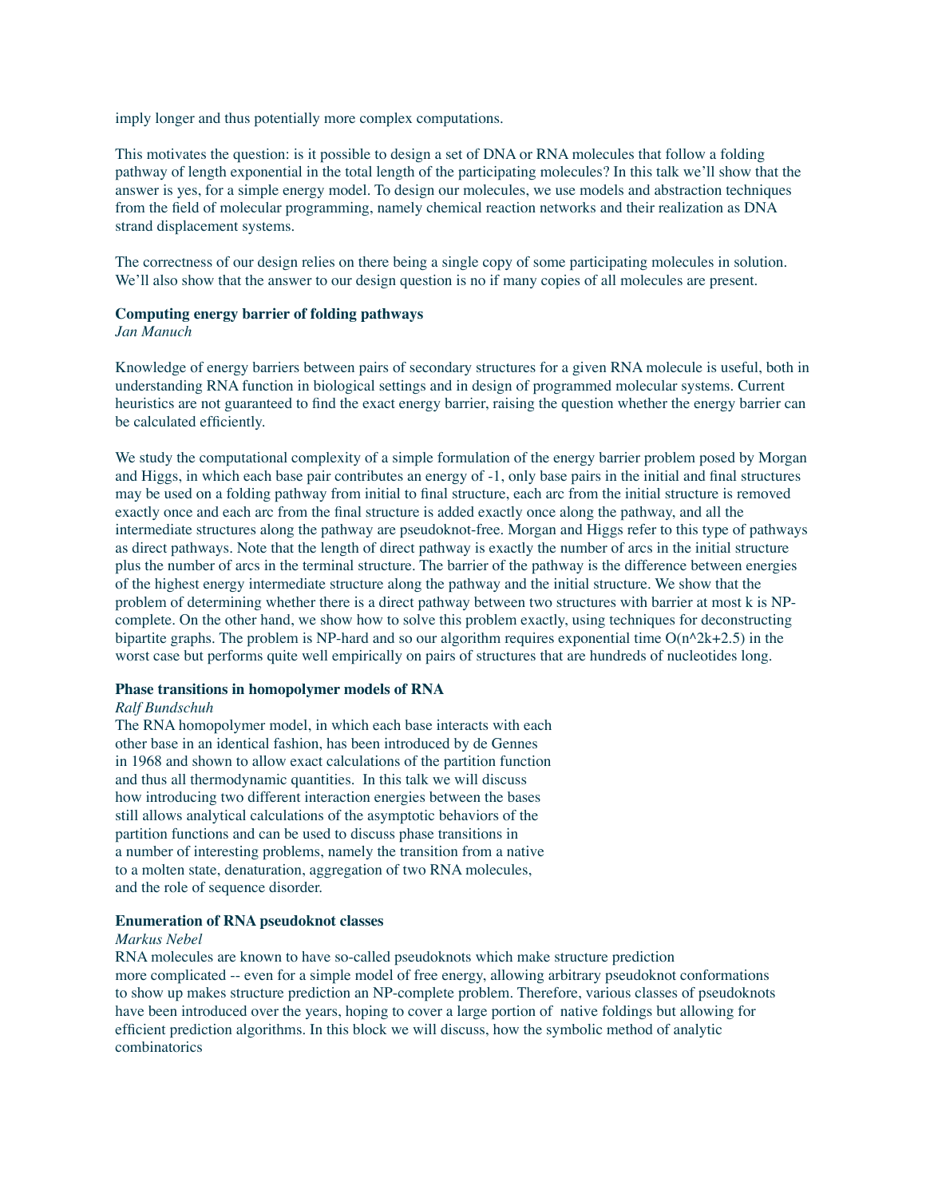imply longer and thus potentially more complex computations.

This motivates the question: is it possible to design a set of DNA or RNA molecules that follow a folding pathway of length exponential in the total length of the participating molecules? In this talk we'll show that the answer is yes, for a simple energy model. To design our molecules, we use models and abstraction techniques from the field of molecular programming, namely chemical reaction networks and their realization as DNA strand displacement systems.

The correctness of our design relies on there being a single copy of some participating molecules in solution. We'll also show that the answer to our design question is no if many copies of all molecules are present.

**Computing energy barrier of folding pathways**
*Jan Manuch*

Knowledge of energy barriers between pairs of secondary structures for a given RNA molecule is useful, both in understanding RNA function in biological settings and in design of programmed molecular systems. Current heuristics are not guaranteed to find the exact energy barrier, raising the question whether the energy barrier can be calculated efficiently.

We study the computational complexity of a simple formulation of the energy barrier problem posed by Morgan and Higgs, in which each base pair contributes an energy of -1, only base pairs in the initial and final structures may be used on a folding pathway from initial to final structure, each arc from the initial structure is removed exactly once and each arc from the final structure is added exactly once along the pathway, and all the intermediate structures along the pathway are pseudoknot-free. Morgan and Higgs refer to this type of pathways as direct pathways. Note that the length of direct pathway is exactly the number of arcs in the initial structure plus the number of arcs in the terminal structure. The barrier of the pathway is the difference between energies of the highest energy intermediate structure along the pathway and the initial structure. We show that the problem of determining whether there is a direct pathway between two structures with barrier at most k is NP-complete. On the other hand, we show how to solve this problem exactly, using techniques for deconstructing bipartite graphs. The problem is NP-hard and so our algorithm requires exponential time $O(n^{2k+2.5})$ in the worst case but performs quite well empirically on pairs of structures that are hundreds of nucleotides long.

**Phase transitions in homopolymer models of RNA**
*Ralf Bundschuh*
The RNA homopolymer model, in which each base interacts with each other base in an identical fashion, has been introduced by de Gennes in 1968 and shown to allow exact calculations of the partition function and thus all thermodynamic quantities. In this talk we will discuss how introducing two different interaction energies between the bases still allows analytical calculations of the asymptotic behaviors of the partition functions and can be used to discuss phase transitions in a number of interesting problems, namely the transition from a native to a molten state, denaturation, aggregation of two RNA molecules, and the role of sequence disorder.

**Enumeration of RNA pseudoknot classes**
*Markus Nebel*
RNA molecules are known to have so-called pseudoknots which make structure prediction more complicated -- even for a simple model of free energy, allowing arbitrary pseudoknot conformations to show up makes structure prediction an NP-complete problem. Therefore, various classes of pseudoknots have been introduced over the years, hoping to cover a large portion of native foldings but allowing for efficient prediction algorithms. In this block we will discuss, how the symbolic method of analytic combinatorics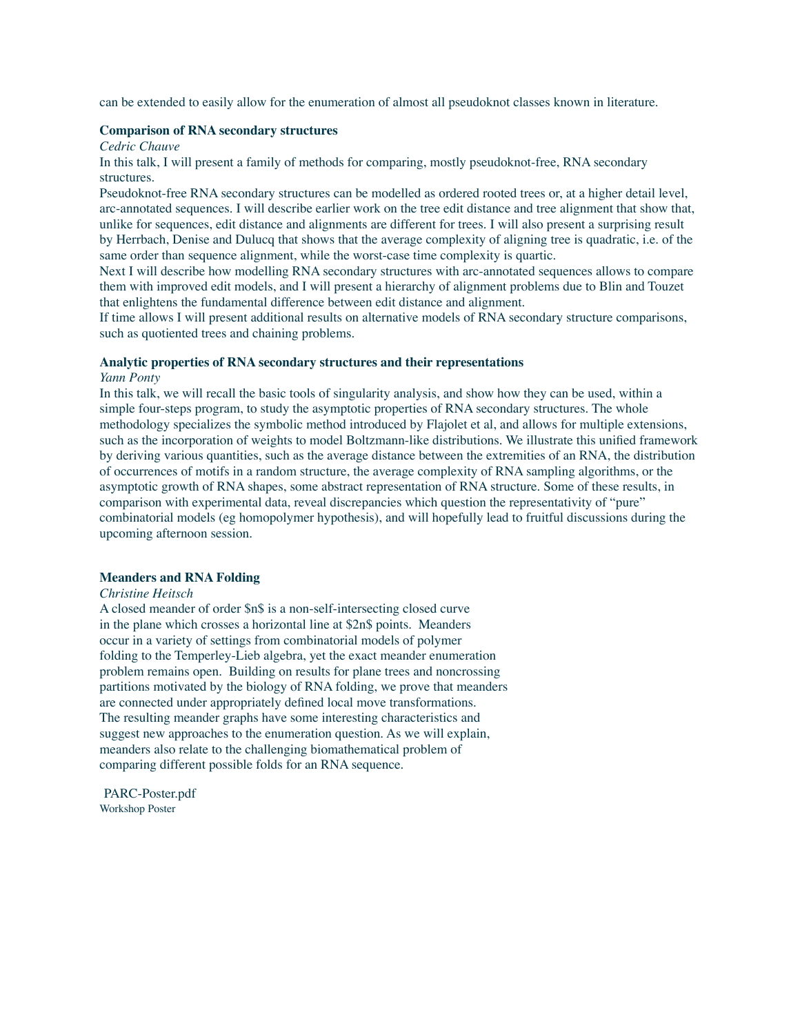can be extended to easily allow for the enumeration of almost all pseudoknot classes known in literature.

### Comparison of RNA secondary structures

*Cedric Chauve*

In this talk, I will present a family of methods for comparing, mostly pseudoknot-free, RNA secondary structures.

Pseudoknot-free RNA secondary structures can be modelled as ordered rooted trees or, at a higher detail level, arc-annotated sequences. I will describe earlier work on the tree edit distance and tree alignment that show that, unlike for sequences, edit distance and alignments are different for trees. I will also present a surprising result by Herrbach, Denise and Dulucq that shows that the average complexity of aligning tree is quadratic, i.e. of the same order than sequence alignment, while the worst-case time complexity is quartic.

Next I will describe how modelling RNA secondary structures with arc-annotated sequences allows to compare them with improved edit models, and I will present a hierarchy of alignment problems due to Blin and Touzet that enlightens the fundamental difference between edit distance and alignment.

If time allows I will present additional results on alternative models of RNA secondary structure comparisons, such as quotiented trees and chaining problems.

### Analytic properties of RNA secondary structures and their representations

*Yann Ponty*

In this talk, we will recall the basic tools of singularity analysis, and show how they can be used, within a simple four-steps program, to study the asymptotic properties of RNA secondary structures. The whole methodology specializes the symbolic method introduced by Flajolet et al, and allows for multiple extensions, such as the incorporation of weights to model Boltzmann-like distributions. We illustrate this unified framework by deriving various quantities, such as the average distance between the extremities of an RNA, the distribution of occurrences of motifs in a random structure, the average complexity of RNA sampling algorithms, or the asymptotic growth of RNA shapes, some abstract representation of RNA structure. Some of these results, in comparison with experimental data, reveal discrepancies which question the representativity of "pure" combinatorial models (eg homopolymer hypothesis), and will hopefully lead to fruitful discussions during the upcoming afternoon session.

### Meanders and RNA Folding

*Christine Heitsch*

A closed meander of order $n$ is a non-self-intersecting closed curve in the plane which crosses a horizontal line at $2n$ points. Meanders occur in a variety of settings from combinatorial models of polymer folding to the Temperley-Lieb algebra, yet the exact meander enumeration problem remains open. Building on results for plane trees and noncrossing partitions motivated by the biology of RNA folding, we prove that meanders are connected under appropriately defined local move transformations. The resulting meander graphs have some interesting characteristics and suggest new approaches to the enumeration question. As we will explain, meanders also relate to the challenging biomathematical problem of comparing different possible folds for an RNA sequence.

PARC-Poster.pdf
Workshop Poster